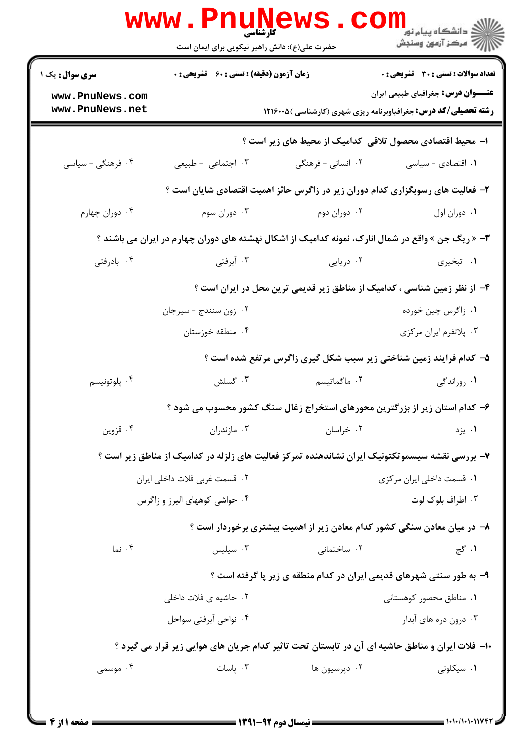کارشناسی

حضرت علی(ع): دانش راهبر نیکویی برای ایمان است

**سری سوال:** یک ۱

**زمان آزمون (دقیقه) : تستی : ۶۰ تشریحی : ۰**

**تعداد سوالات : تستی : ۳۰ تشریحی : ۰**

**عنـــوان درس:** جغرافیای طبیعی ایران

**رشته تحصیلی/کد درس:** جغرافیاوبرنامه ریزی شهری (کارشناسی )۱۲۱۶۰۰۵

**۱- محیط اقتصادی محصول تلاقی کدامیک از محیط های زیر است ؟**

۱. اقتصادی - سیاسی
۲. انسانی - فرهنگی
۳. اجتماعی - طبیعی
۴. فرهنگی - سیاسی

**۲- فعالیت های رسوبگزاری کدام دوران زیر در زاگرس حائز اهمیت اقتصادی شایان است ؟**

۱. دوران اول
۲. دوران دوم
۳. دوران سوم
۴. دوران چهارم

**۳- « ریگ جن » واقع در شمال انارک، نمونه کدامیک از اشکال نهشته های دوران چهارم در ایران می باشند ؟**

۱. تبخیری
۲. دریایی
۳. آبرفتی
۴. بادرفتی

**۴- از نظر زمین شناسی ، کدامیک از مناطق زیر قدیمی ترین محل در ایران است ؟**

۱. زاگرس چین خورده
۲. زون سنندج - سیرجان
۳. پلاتفرم ایران مرکزی
۴. منطقه خوزستان

**۵- کدام فرایند زمین شناختی زیر سبب شکل گیری زاگرس مرتفع شده است ؟**

۱. رواندگی
۲. ماگماتیسم
۳. گسلش
۴. پلوتونیسم

**۶- کدام استان زیر از بزرگترین محورهای استخراج زغال سنگ کشور محسوب می شود ؟**

۱. یزد
۲. خراسان
۳. مازندران
۴. قزوین

**۷- بررسی نقشه سیسموتکتونیک ایران نشاندهنده تمرکز فعالیت های زلزله در کدامیک از مناطق زیر است ؟**

۱. قسمت داخلی ایران مرکزی
۲. قسمت غربی فلات داخلی ایران
۳. اطراف بلوک لوت
۴. حواشی کوههای البرز و زاگرس

**۸- در میان معادن سنگی کشور کدام معادن زیر از اهمیت بیشتری برخوردار است ؟**

۱. گچ
۲. ساختمانی
۳. سیلیس
۴. نما

**۹- به طور سنتی شهرهای قدیمی ایران در کدام منطقه ی زیر پا گرفته است ؟**

۱. مناطق محصور کوهستانی
۲. حاشیه ی فلات داخلی
۳. درون دره های آبدار
۴. نواحی آبرفتی سواحل

**۱۰- فلات ایران و مناطق حاشیه ای آن در تابستان تحت تاثیر کدام جریان های هوایی زیر قرار می گیرد ؟**

۱. سیکلونی
۲. دپرسیون ها
۳. پاسات
۴. موسمی

نیمسال دوم ۹۲-۱۳۹۱

۱۰۱۰/۱۰۱۰۱۱۷۴۲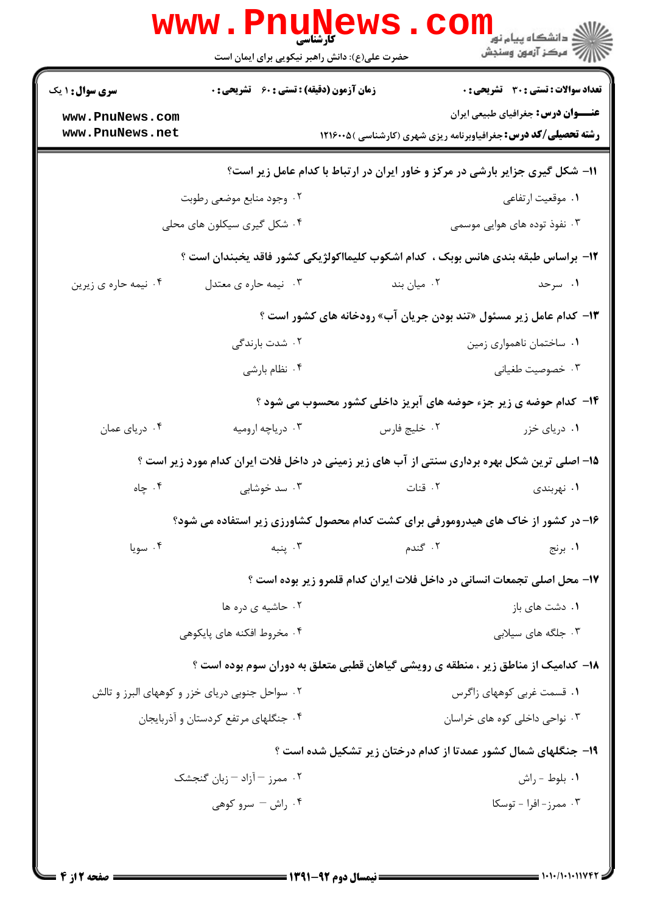کارشناسی

حضرت علی(ع): دانش راهبر نیکویی برای ایمان است

| سری سوال: ۱ یک | زمان آزمون (دقیقه) : تستی : ۶۰ تشریحی : ۰ | تعداد سوالات : تستی : ۳۰ تشریحی : ۰ |
|---|---|---|

**عنـــوان درس:** جغرافیای طبیعی ایران

**رشته تحصیلی/کد درس:** جغرافیاوبرنامه ریزی شهری (کارشناسی )۱۲۱۶۰۰۵

**۱۱- شکل گیری جزایر بارشی در مرکز و خاور ایران در ارتباط با کدام عامل زیر است؟**

۱. موقعیت ارتفاعی
۲. وجود منابع موضعی رطوبت
۳. نفوذ توده های هوایی موسمی
۴. شکل گیری سیکلون های محلی

**۱۲- براساس طبقه بندی هانس بوبک ، کدام اشکوب کلیمااکولوژیکی کشور فاقد یخبندان است ؟**

۱. سرحد
۲. میان بند
۳. نیمه حاره ی معتدل
۴. نیمه حاره ی زیرین

**۱۳- کدام عامل زیر مسئول «تند بودن جریان آب» رودخانه های کشور است ؟**

۱. ساختمان ناهمواری زمین
۲. شدت بارندگی
۳. خصوصیت طغیانی
۴. نظام بارشی

**۱۴- کدام حوضه ی زیر جزء حوضه های آبریز داخلی کشور محسوب می شود ؟**

۱. دریای خزر
۲. خلیج فارس
۳. دریاچه ارومیه
۴. دریای عمان

**۱۵- اصلی ترین شکل بهره برداری سنتی از آب های زیر زمینی در داخل فلات ایران کدام مورد زیر است ؟**

۱. نهربندی
۲. قنات
۳. سد خوشابی
۴. چاه

**۱۶- در کشور از خاک های هیدرومورفی برای کشت کدام محصول کشاورزی زیر استفاده می شود؟**

۱. برنج
۲. گندم
۳. پنبه
۴. سویا

**۱۷- محل اصلی تجمعات انسانی در داخل فلات ایران کدام قلمرو زیر بوده است ؟**

۱. دشت های باز
۲. حاشیه ی دره ها
۳. جلگه های سیلابی
۴. مخروط افکنه های پایکوهی

**۱۸- کدامیک از مناطق زیر ، منطقه ی رویشی گیاهان قطبی متعلق به دوران سوم بوده است ؟**

۱. قسمت غربی کوههای زاگرس
۲. سواحل جنوبی دریای خزر و کوههای البرز و تالش
۳. نواحی داخلی کوه های خراسان
۴. جنگلهای مرتفع کردستان و آذربایجان

**۱۹- جنگلهای شمال کشور عمدتا از کدام درختان زیر تشکیل شده است ؟**

۱. بلوط - راش
۲. ممرز – آزاد – زبان گنجشک
۳. ممرز- افرا - توسکا
۴. راش – سرو کوهی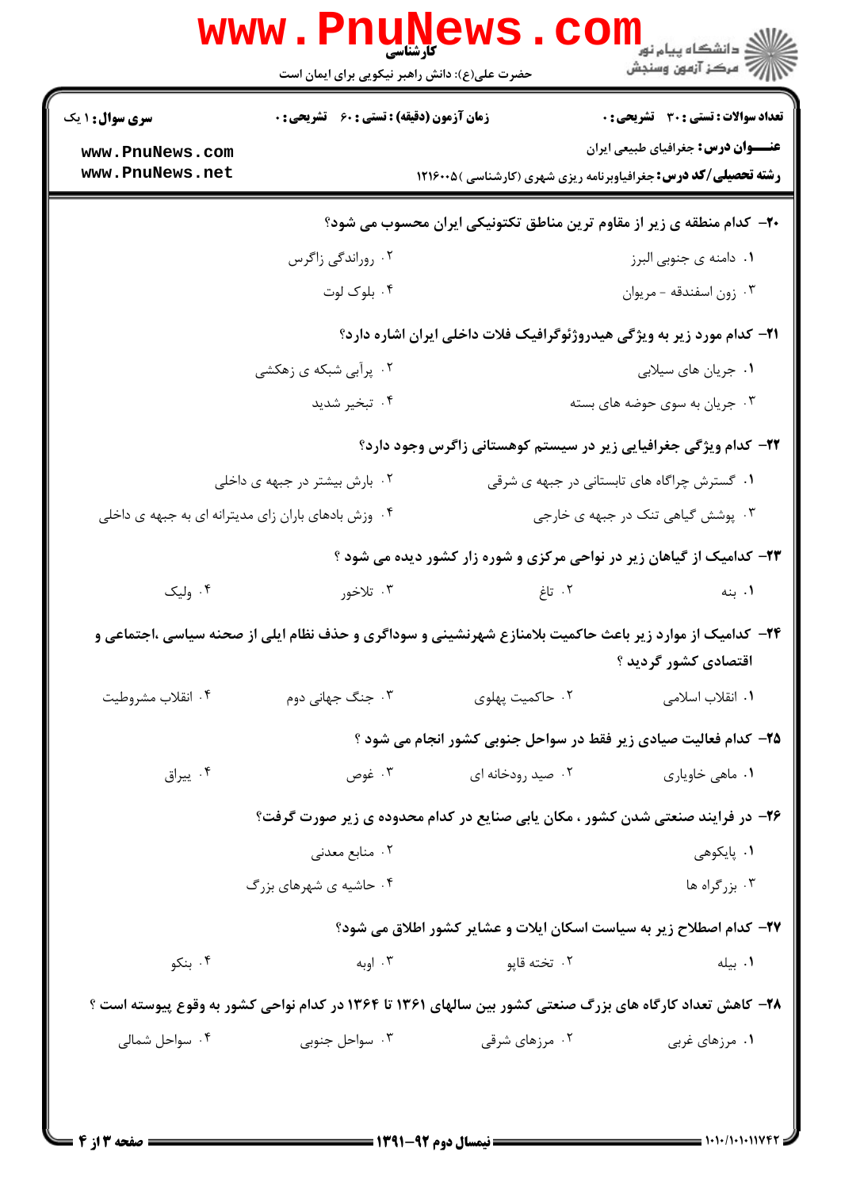**سری سوال:** ۱ یک

**زمان آزمون (دقیقه) : تستی :** ۶۰ **تشریحی :** ۰

**تعداد سوالات : تستی :** ۳۰ **تشریحی :** ۰

**عنـــوان درس:** جغرافیای طبیعی ایران

**رشته تحصیلی/کد درس:** جغرافیاوبرنامه ریزی شهری (کارشناسی )۱۲۱۶۰۰۵

۲۰- کدام منطقه ی زیر از مقاوم ترین مناطق تکتونیکی ایران محسوب می شود؟

۱. دامنه ی جنوبی البرز

۲. روراندگی زاگرس

۳. زون اسفندقه - مریوان

۴. بلوک لوت

۲۱- کدام مورد زیر به ویژگی هیدروژئوگرافیک فلات داخلی ایران اشاره دارد؟

۱. جریان های سیلابی

۲. پرآبی شبکه ی زهکشی

۳. جریان به سوی حوضه های بسته

۴. تبخیر شدید

۲۲- کدام ویژگی جغرافیایی زیر در سیستم کوهستانی زاگرس وجود دارد؟

۱. گسترش چراگاه های تابستانی در جبهه ی شرقی

۲. بارش بیشتر در جبهه ی داخلی

۳. پوشش گیاهی تنک در جبهه ی خارجی

۴. وزش بادهای باران زای مدیترانه ای به جبهه ی داخلی

۲۳- کدامیک از گیاهان زیر در نواحی مرکزی و شوره زار کشور دیده می شود ؟

۱. بنه

۲. تاغ

۳. تلاخور

۴. ولیک

۲۴- کدامیک از موارد زیر باعث حاکمیت بلامنازع شهرنشینی و سوداگری و حذف نظام ایلی از صحنه سیاسی ،اجتماعی و اقتصادی کشور گردید ؟

۱. انقلاب اسلامی

۲. حاکمیت پهلوی

۳. جنگ جهانی دوم

۴. انقلاب مشروطیت

۲۵- کدام فعالیت صیادی زیر فقط در سواحل جنوبی کشور انجام می شود ؟

۱. ماهی خاویاری

۲. صید رودخانه ای

۳. غوص

۴. بیراق

۲۶- در فرایند صنعتی شدن کشور ، مکان یابی صنایع در کدام محدوده ی زیر صورت گرفت؟

۱. پایکوهی

۲. منابع معدنی

۳. بزرگراه ها

۴. حاشیه ی شهرهای بزرگ

۲۷- کدام اصطلاح زیر به سیاست اسکان ایلات و عشایر کشور اطلاق می شود؟

۱. بیله

۲. تخته قاپو

۳. اوبه

۴. بنکو

۲۸- کاهش تعداد کارگاه های بزرگ صنعتی کشور بین سالهای ۱۳۶۱ تا ۱۳۶۴ در کدام نواحی کشور به وقوع پیوسته است ؟

۱. مرزهای غربی

۲. مرزهای شرقی

۳. سواحل جنوبی

۴. سواحل شمالی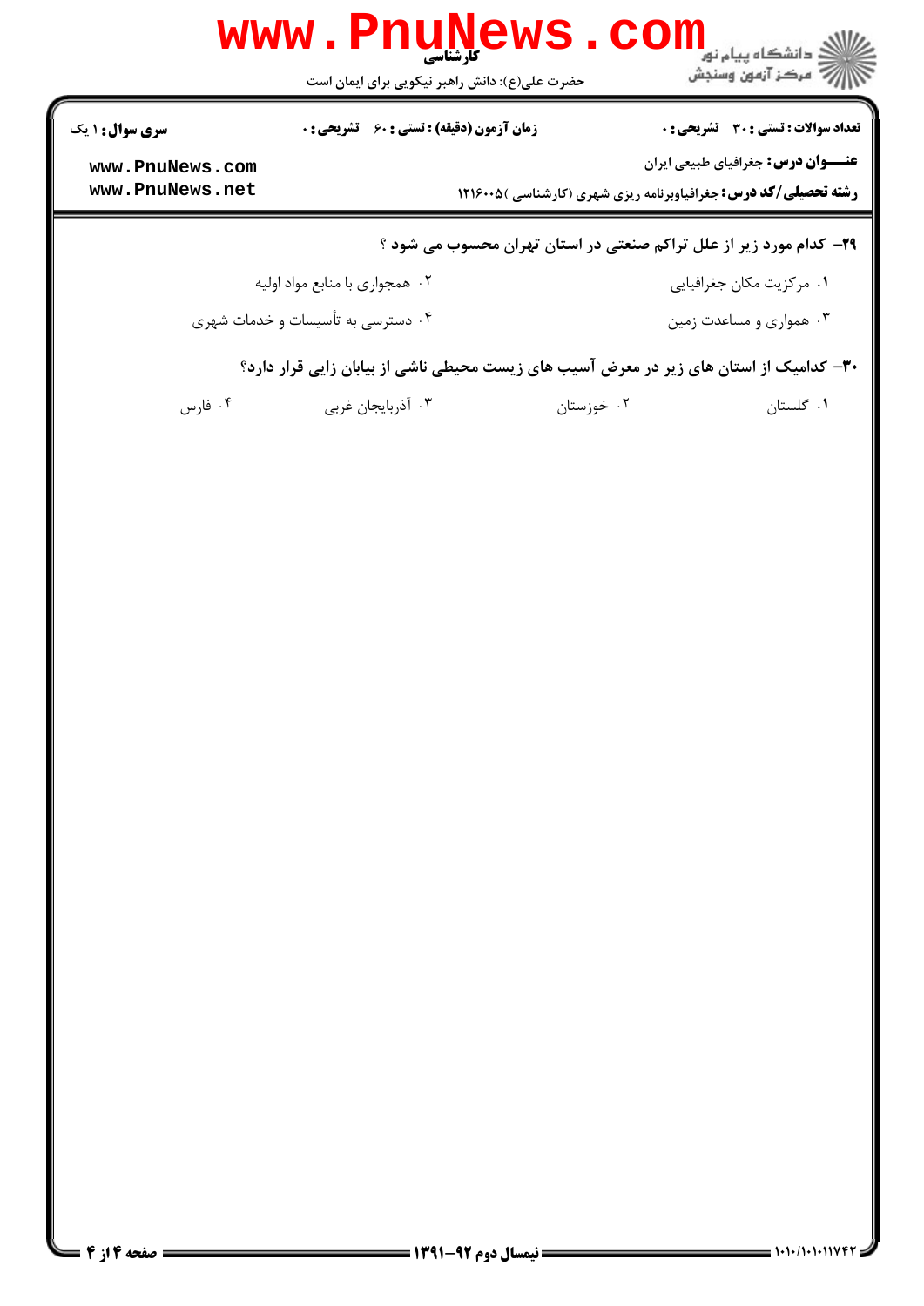**۲۹- کدام مورد زیر از علل تراکم صنعتی در استان تهران محسوب می شود ؟**

۱. مرکزیت مکان جغرافیایی

۲. همجواری با منابع مواد اولیه

۳. هموار و مساعدت زمین

۴. دسترسی به تأسیسات و خدمات شهری

**۳۰- کدامیک از استان های زیر در معرض آسیب های زیست محیطی ناشی از بیابان زایی قرار دارد؟**

۱. گلستان

۲. خوزستان

۳. آذربایجان غربی

۴. فارس